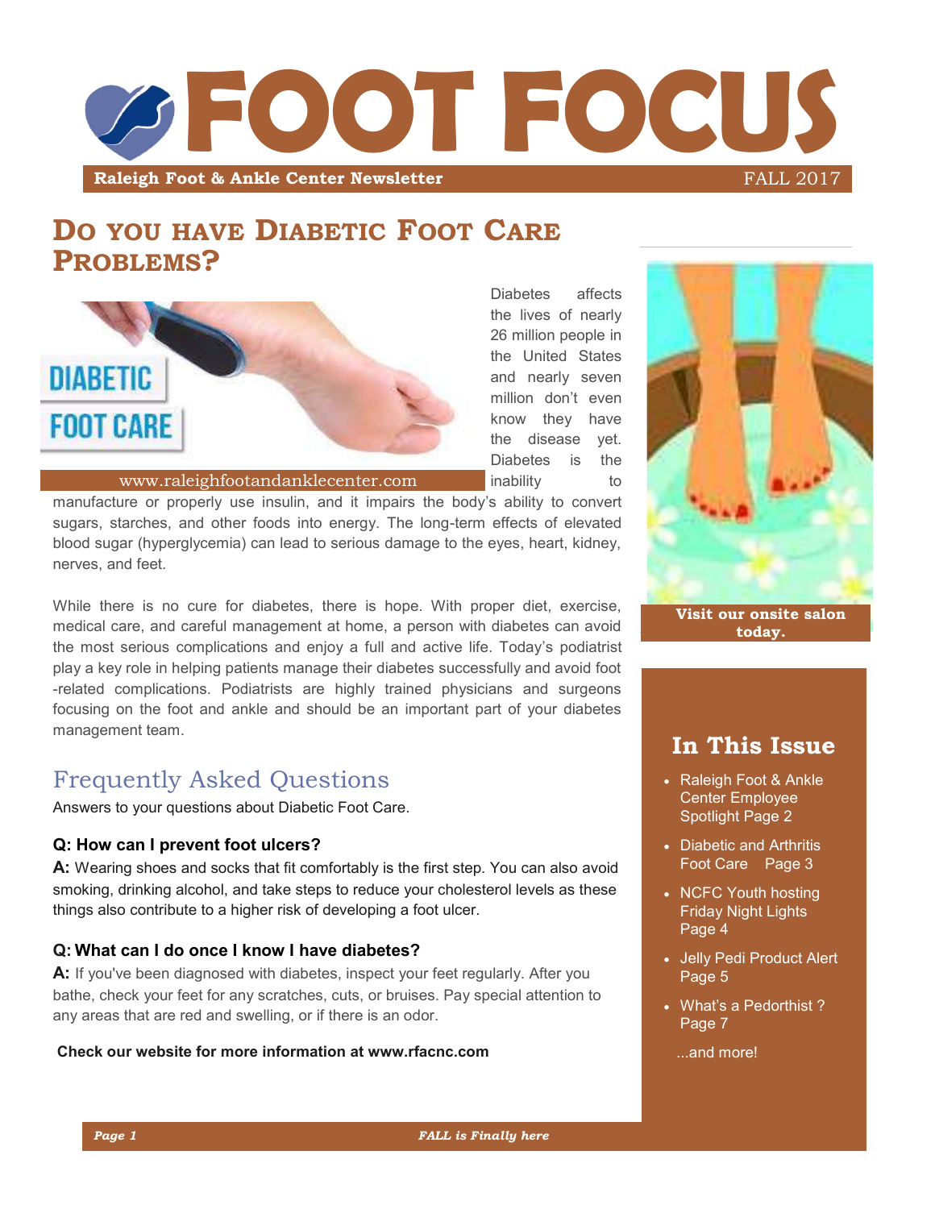# FOOT FOCUS

**Raleigh Foot & Ankle Center Newsletter** FALL 2017

## Do you have Diabetic Foot Care Problems?

www.raleighfootandanklecenter.com

Diabetes affects the lives of nearly 26 million people in the United States and nearly seven million don't even know they have the disease yet. Diabetes is the inability to manufacture or properly use insulin, and it impairs the body's ability to convert sugars, starches, and other foods into energy. The long-term effects of elevated blood sugar (hyperglycemia) can lead to serious damage to the eyes, heart, kidney, nerves, and feet.

While there is no cure for diabetes, there is hope. With proper diet, exercise, medical care, and careful management at home, a person with diabetes can avoid the most serious complications and enjoy a full and active life. Today's podiatrist play a key role in helping patients manage their diabetes successfully and avoid foot-related complications. Podiatrists are highly trained physicians and surgeons focusing on the foot and ankle and should be an important part of your diabetes management team.

## Frequently Asked Questions

Answers to your questions about Diabetic Foot Care.

### Q: How can I prevent foot ulcers?

**A:** Wearing shoes and socks that fit comfortably is the first step. You can also avoid smoking, drinking alcohol, and take steps to reduce your cholesterol levels as these things also contribute to a higher risk of developing a foot ulcer.

### Q: What can I do once I know I have diabetes?

**A:** If you've been diagnosed with diabetes, inspect your feet regularly. After you bathe, check your feet for any scratches, cuts, or bruises. Pay special attention to any areas that are red and swelling, or if there is an odor.

**Check our website for more information at www.rfacnc.com**

**Visit our onsite salon today.**

## In This Issue

- Raleigh Foot & Ankle Center Employee Spotlight Page 2
- Diabetic and Arthritis Foot Care Page 3
- NCFC Youth hosting Friday Night Lights Page 4
- Jelly Pedi Product Alert Page 5
- What's a Pedorthist ? Page 7

...and more!

*FALL is Finally here*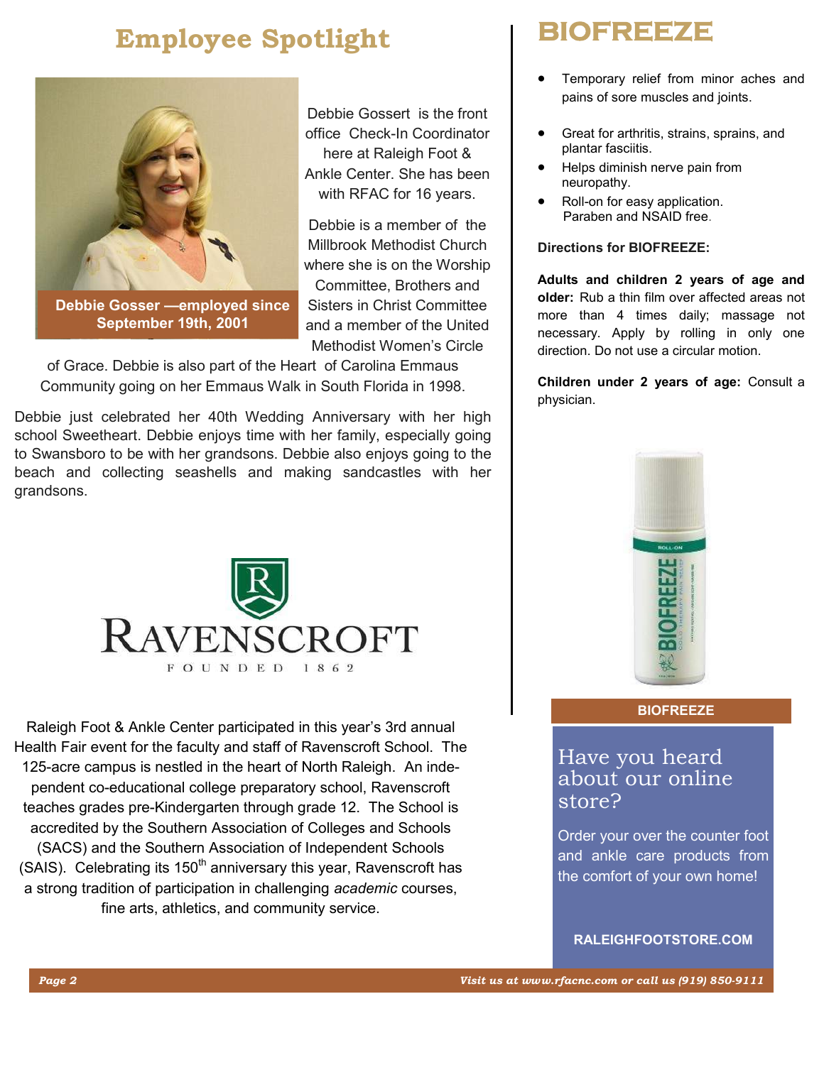# Employee Spotlight

**Debbie Gosser —employed since September 19th, 2001**

Debbie Gossert is the front office Check-In Coordinator here at Raleigh Foot & Ankle Center. She has been with RFAC for 16 years.

Debbie is a member of the Millbrook Methodist Church where she is on the Worship Committee, Brothers and Sisters in Christ Committee and a member of the United Methodist Women's Circle of Grace. Debbie is also part of the Heart of Carolina Emmaus Community going on her Emmaus Walk in South Florida in 1998.

Debbie just celebrated her 40th Wedding Anniversary with her high school Sweetheart. Debbie enjoys time with her family, especially going to Swansboro to be with her grandsons. Debbie also enjoys going to the beach and collecting seashells and making sandcastles with her grandsons.

RAVENSCROFT

FOUNDED 1862

Raleigh Foot & Ankle Center participated in this year's 3rd annual Health Fair event for the faculty and staff of Ravenscroft School. The 125-acre campus is nestled in the heart of North Raleigh. An independent co-educational college preparatory school, Ravenscroft teaches grades pre-Kindergarten through grade 12. The School is accredited by the Southern Association of Colleges and Schools (SACS) and the Southern Association of Independent Schools (SAIS). Celebrating its 150th anniversary this year, Ravenscroft has a strong tradition of participation in challenging *academic* courses, fine arts, athletics, and community service.

# BIOFREEZE

- Temporary relief from minor aches and pains of sore muscles and joints.
- Great for arthritis, strains, sprains, and plantar fasciitis.
- Helps diminish nerve pain from neuropathy.
- Roll-on for easy application. Paraben and NSAID free.

**Directions for BIOFREEZE:**

**Adults and children 2 years of age and older:** Rub a thin film over affected areas not more than 4 times daily; massage not necessary. Apply by rolling in only one direction. Do not use a circular motion.

**Children under 2 years of age:** Consult a physician.

**BIOFREEZE**

## Have you heard about our online store?

Order your over the counter foot and ankle care products from the comfort of your own home!

**RALEIGHFOOTSTORE.COM**

*Visit us at www.rfacnc.com or call us (919) 850-9111*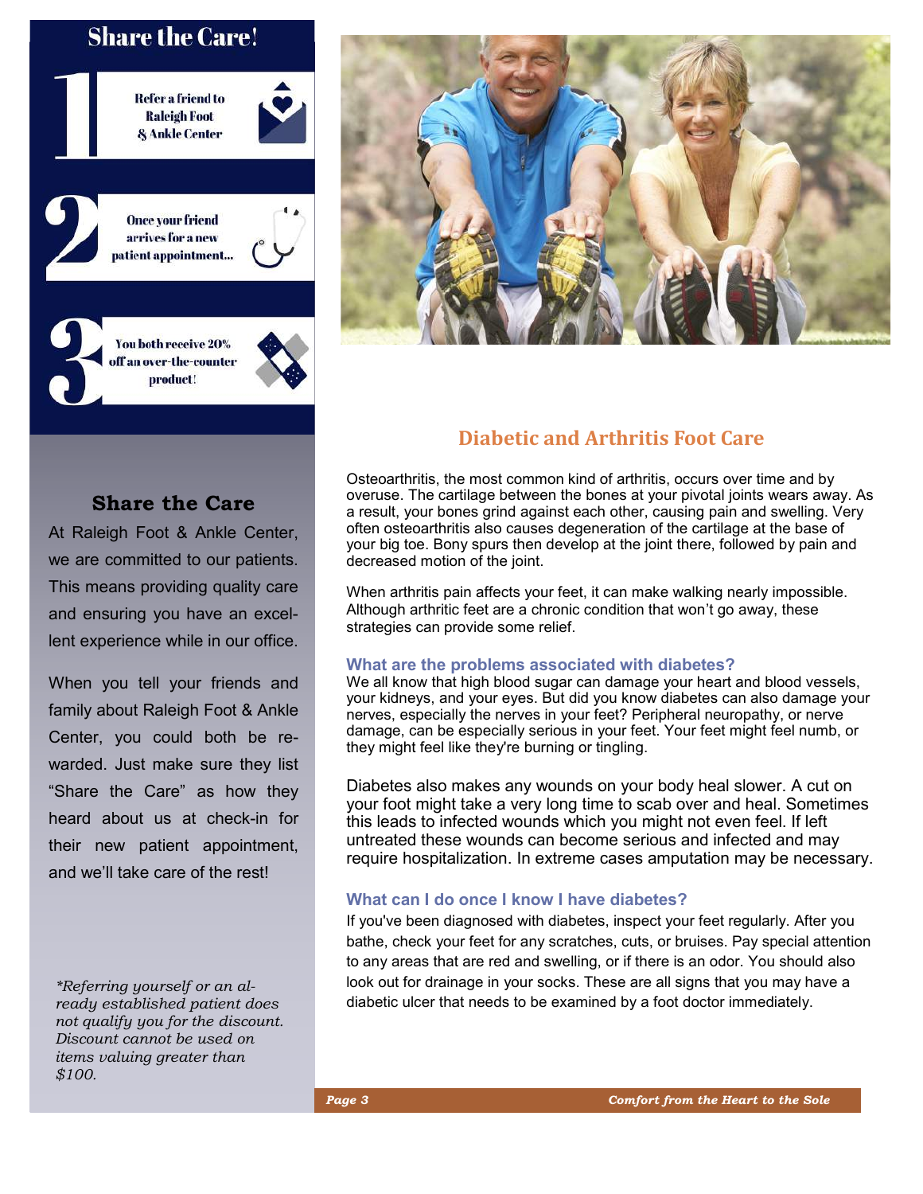## Share the Care!

1. Refer a friend to Raleigh Foot & Ankle Center
2. Once your friend arrives for a new patient appointment...
3. You both receive 20% off an over-the-counter product!

### Share the Care

At Raleigh Foot & Ankle Center, we are committed to our patients. This means providing quality care and ensuring you have an excellent experience while in our office.

When you tell your friends and family about Raleigh Foot & Ankle Center, you could both be rewarded. Just make sure they list "Share the Care" as how they heard about us at check-in for their new patient appointment, and we'll take care of the rest!

*\*Referring yourself or an already established patient does not qualify you for the discount. Discount cannot be used on items valuing greater than $100.*

## Diabetic and Arthritis Foot Care

Osteoarthritis, the most common kind of arthritis, occurs over time and by overuse. The cartilage between the bones at your pivotal joints wears away. As a result, your bones grind against each other, causing pain and swelling. Very often osteoarthritis also causes degeneration of the cartilage at the base of your big toe. Bony spurs then develop at the joint there, followed by pain and decreased motion of the joint.

When arthritis pain affects your feet, it can make walking nearly impossible. Although arthritic feet are a chronic condition that won't go away, these strategies can provide some relief.

### What are the problems associated with diabetes?

We all know that high blood sugar can damage your heart and blood vessels, your kidneys, and your eyes. But did you know diabetes can also damage your nerves, especially the nerves in your feet? Peripheral neuropathy, or nerve damage, can be especially serious in your feet. Your feet might feel numb, or they might feel like they're burning or tingling.

Diabetes also makes any wounds on your body heal slower. A cut on your foot might take a very long time to scab over and heal. Sometimes this leads to infected wounds which you might not even feel. If left untreated these wounds can become serious and infected and may require hospitalization. In extreme cases amputation may be necessary.

### What can I do once I know I have diabetes?

If you've been diagnosed with diabetes, inspect your feet regularly. After you bathe, check your feet for any scratches, cuts, or bruises. Pay special attention to any areas that are red and swelling, or if there is an odor. You should also look out for drainage in your socks. These are all signs that you may have a diabetic ulcer that needs to be examined by a foot doctor immediately.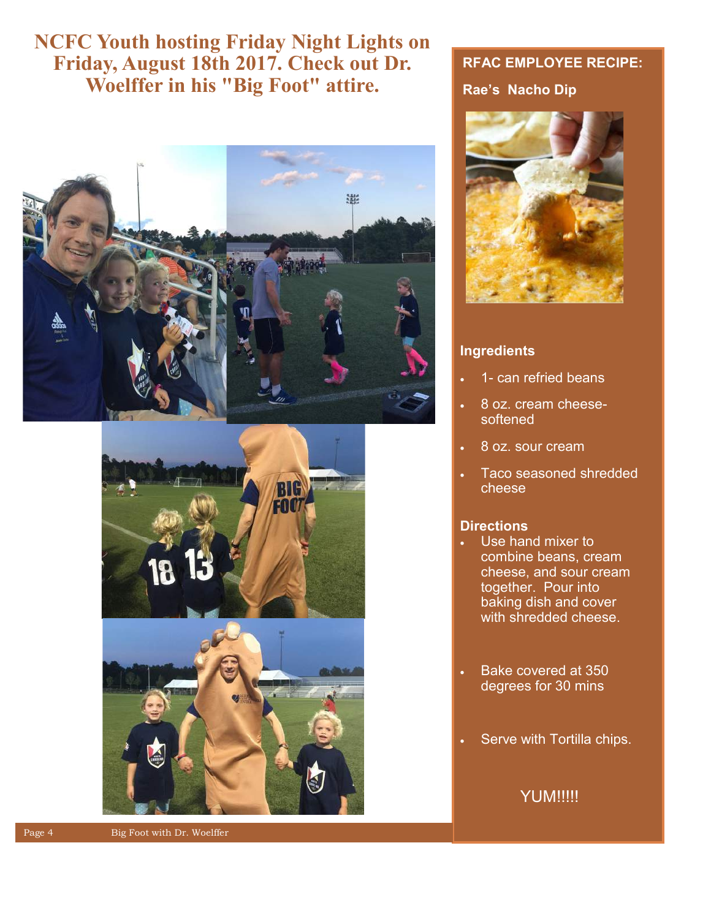# NCFC Youth hosting Friday Night Lights on Friday, August 18th 2017. Check out Dr. Woelffer in his "Big Foot" attire.

Big Foot with Dr. Woelffer

## RFAC EMPLOYEE RECIPE:

### Rae's Nacho Dip

#### Ingredients

- 1- can refried beans
- 8 oz. cream cheese- softened
- 8 oz. sour cream
- Taco seasoned shredded cheese

#### Directions

- Use hand mixer to combine beans, cream cheese, and sour cream together. Pour into baking dish and cover with shredded cheese.
- Bake covered at 350 degrees for 30 mins
- Serve with Tortilla chips.

YUM!!!!!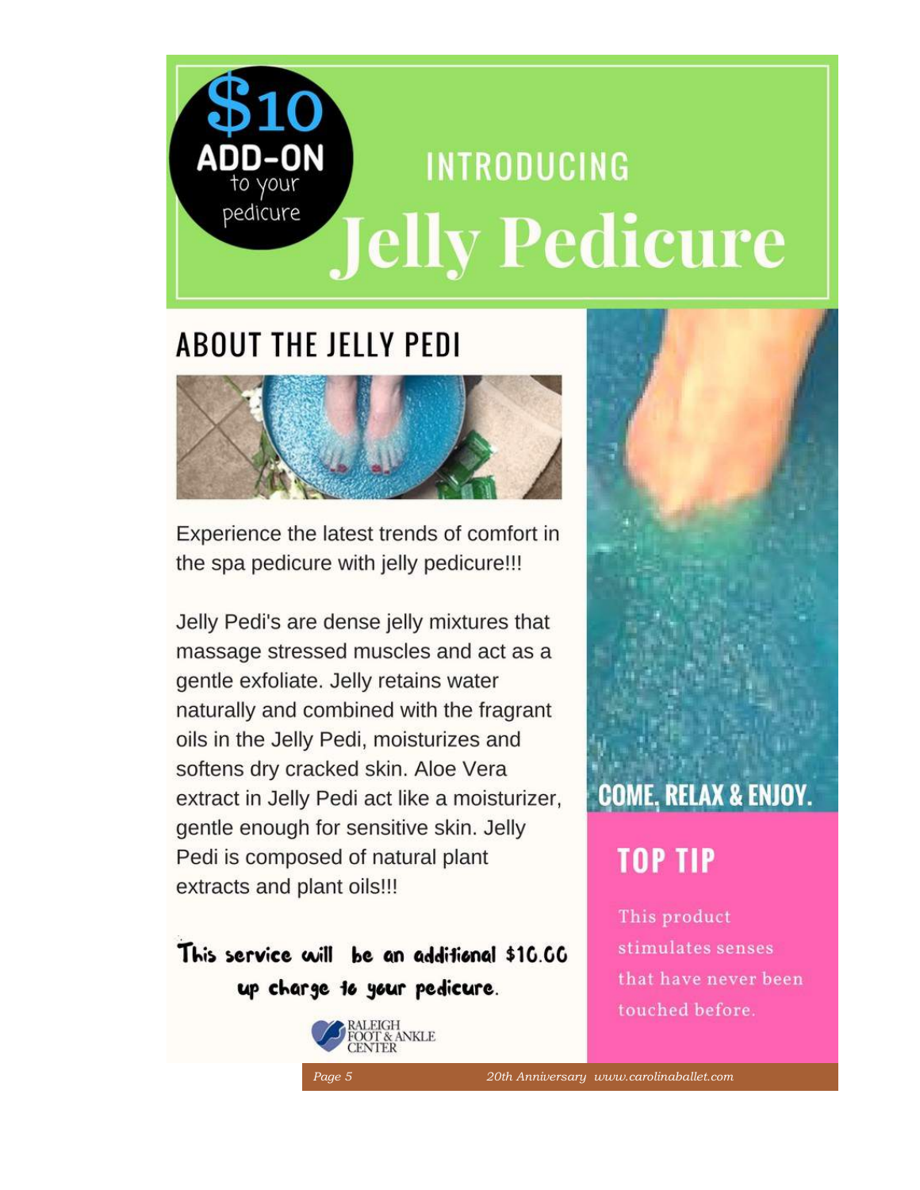**$10 ADD-ON** to your pedicure

INTRODUCING

# Jelly Pedicure

## ABOUT THE JELLY PEDI

Experience the latest trends of comfort in the spa pedicure with jelly pedicure!!!

Jelly Pedi's are dense jelly mixtures that massage stressed muscles and act as a gentle exfoliate. Jelly retains water naturally and combined with the fragrant oils in the Jelly Pedi, moisturizes and softens dry cracked skin. Aloe Vera extract in Jelly Pedi act like a moisturizer, gentle enough for sensitive skin. Jelly Pedi is composed of natural plant extracts and plant oils!!!

**This service will be an additional $10.00 up charge to your pedicure.**

RALEIGH FOOT & ANKLE CENTER

**COME, RELAX & ENJOY.**

## TOP TIP

This product stimulates senses that have never been touched before.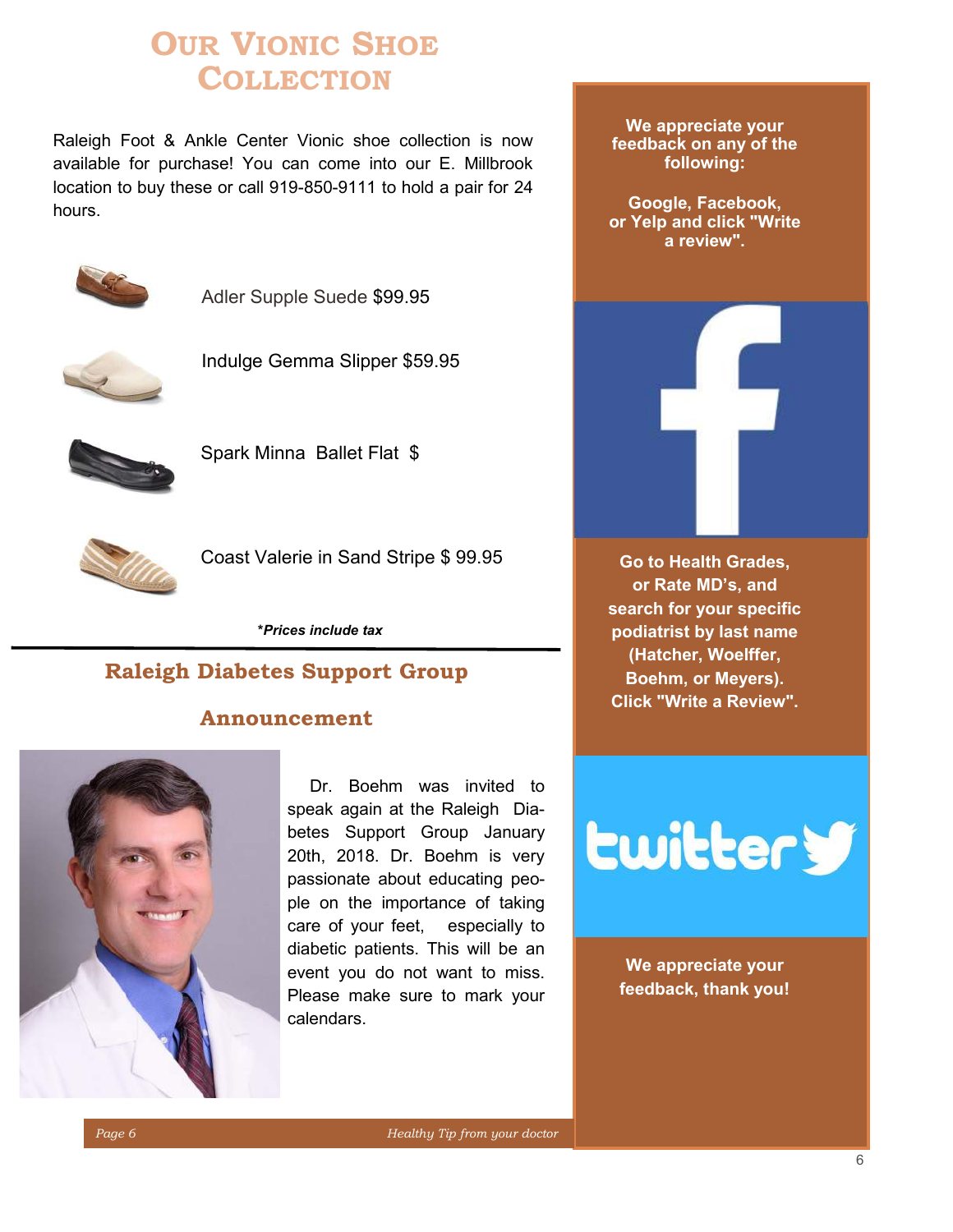# Our Vionic Shoe Collection

Raleigh Foot & Ankle Center Vionic shoe collection is now available for purchase! You can come into our E. Millbrook location to buy these or call 919-850-9111 to hold a pair for 24 hours.

Adler Supple Suede $99.95

Indulge Gemma Slipper $59.95

Spark Minna Ballet Flat $

Coast Valerie in Sand Stripe $ 99.95

***Prices include tax***

## Raleigh Diabetes Support Group Announcement

Dr. Boehm was invited to speak again at the Raleigh Diabetes Support Group January 20th, 2018. Dr. Boehm is very passionate about educating people on the importance of taking care of your feet, especially to diabetic patients. This will be an event you do not want to miss. Please make sure to mark your calendars.

**We appreciate your feedback on any of the following:**

**Google, Facebook, or Yelp and click "Write a review".**

**Go to Health Grades, or Rate MD's, and search for your specific podiatrist by last name (Hatcher, Woelffer, Boehm, or Meyers). Click "Write a Review".**

**We appreciate your feedback, thank you!**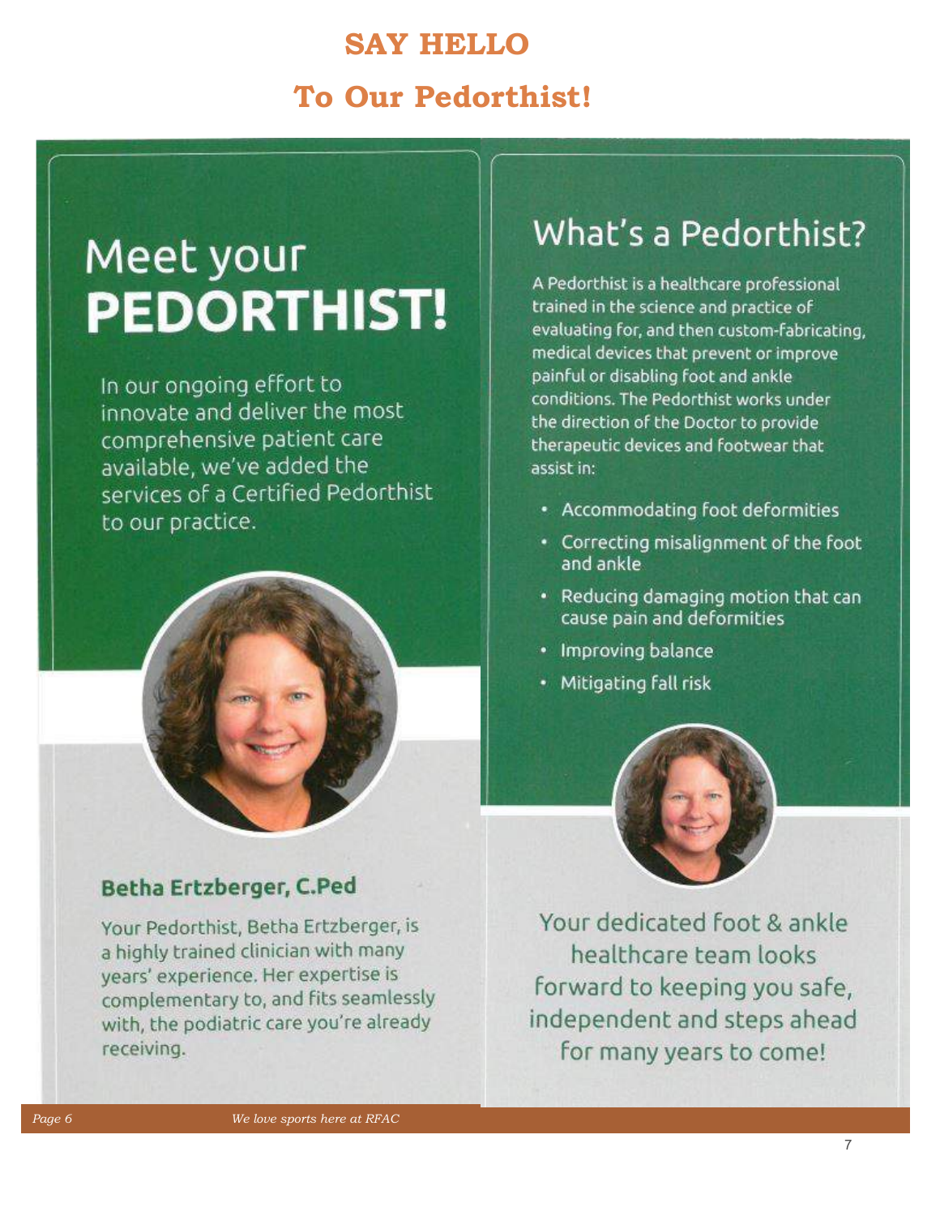# SAY HELLO

# To Our Pedorthist!

## Meet your **PEDORTHIST!**

In our ongoing effort to innovate and deliver the most comprehensive patient care available, we've added the services of a Certified Pedorthist to our practice.

### Betha Ertzberger, C.Ped

Your Pedorthist, Betha Ertzberger, is a highly trained clinician with many years' experience. Her expertise is complementary to, and fits seamlessly with, the podiatric care you're already receiving.

## What's a Pedorthist?

A Pedorthist is a healthcare professional trained in the science and practice of evaluating for, and then custom-fabricating, medical devices that prevent or improve painful or disabling foot and ankle conditions. The Pedorthist works under the direction of the Doctor to provide therapeutic devices and footwear that assist in:

- Accommodating foot deformities
- Correcting misalignment of the foot and ankle
- Reducing damaging motion that can cause pain and deformities
- Improving balance
- Mitigating fall risk

Your dedicated foot & ankle healthcare team looks forward to keeping you safe, independent and steps ahead for many years to come!

*We love sports here at RFAC*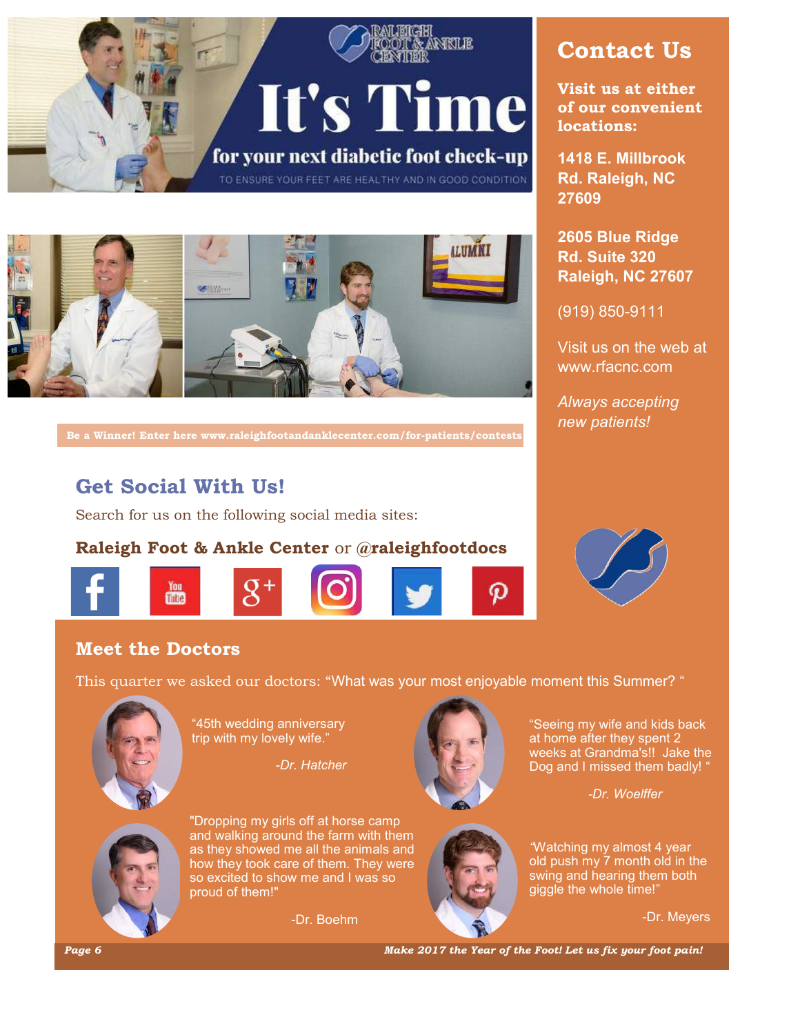# It's Time

for your next diabetic foot check-up

TO ENSURE YOUR FEET ARE HEALTHY AND IN GOOD CONDITION

**Be a Winner! Enter here www.raleighfootandanklecenter.com/for-patients/contests**

## Get Social With Us!

Search for us on the following social media sites:

**Raleigh Foot & Ankle Center** or **@raleighfootdocs**

## Contact Us

**Visit us at either of our convenient locations:**

**1418 E. Millbrook Rd. Raleigh, NC 27609**

**2605 Blue Ridge Rd. Suite 320 Raleigh, NC 27607**

(919) 850-9111

Visit us on the web at www.rfacnc.com

*Always accepting new patients!*

## Meet the Doctors

This quarter we asked our doctors: "What was your most enjoyable moment this Summer? "

"45th wedding anniversary trip with my lovely wife."

*-Dr. Hatcher*

"Seeing my wife and kids back at home after they spent 2 weeks at Grandma's!! Jake the Dog and I missed them badly! "

*-Dr. Woelffer*

"Dropping my girls off at horse camp and walking around the farm with them as they showed me all the animals and how they took care of them. They were so excited to show me and I was so proud of them!"

-Dr. Boehm

"Watching my almost 4 year old push my 7 month old in the swing and hearing them both giggle the whole time!"

-Dr. Meyers

*Make 2017 the Year of the Foot! Let us fix your foot pain!*